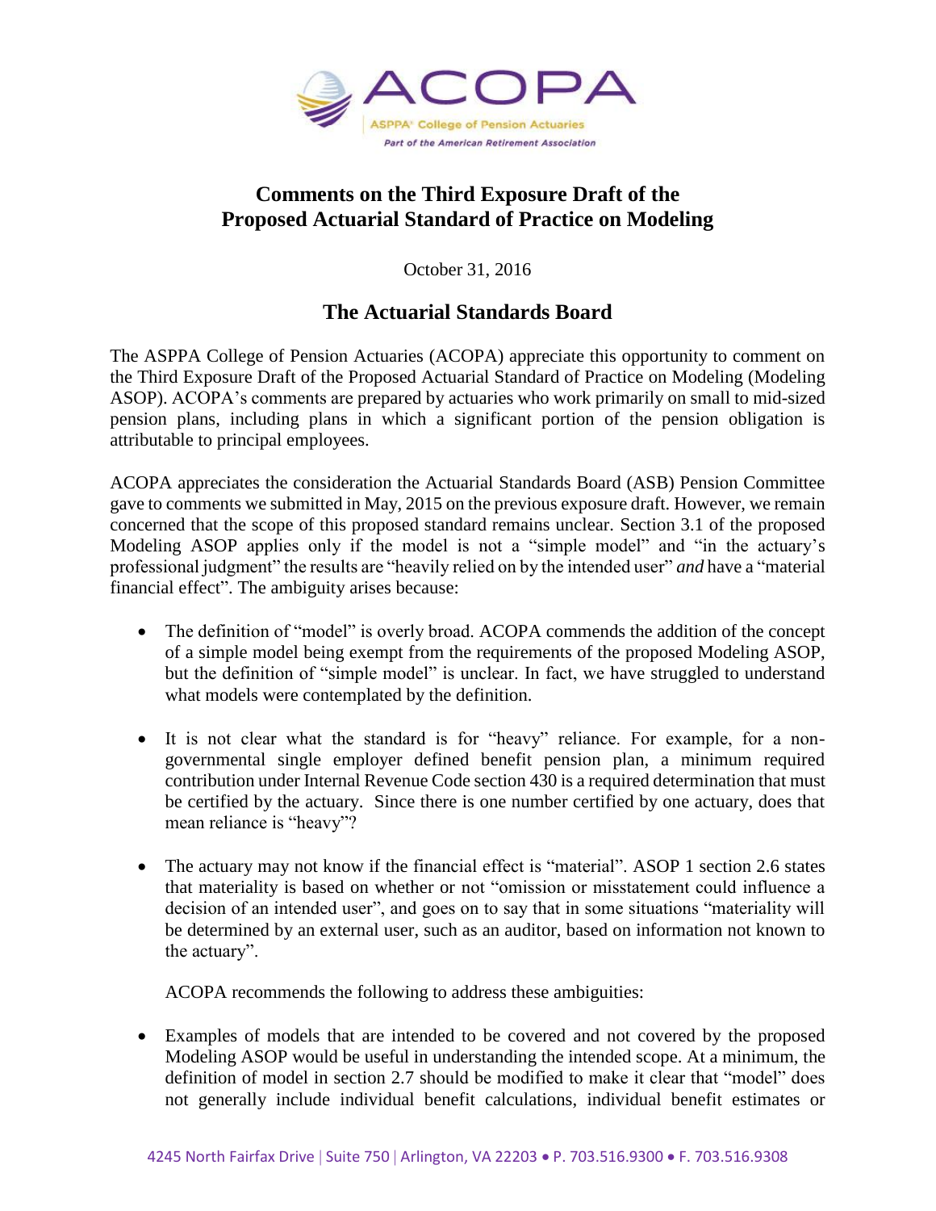# Comments on the Third Exposure Draft of the Proposed Actuarial Standard of Practice on Modeling

October 31, 2016

## The Actuarial Standards Board

The ASPPA College of Pension Actuaries (ACOPA) appreciate this opportunity to comment on the Third Exposure Draft of the Proposed Actuarial Standard of Practice on Modeling (Modeling ASOP). ACOPA's comments are prepared by actuaries who work primarily on small to mid-sized pension plans, including plans in which a significant portion of the pension obligation is attributable to principal employees.

ACOPA appreciates the consideration the Actuarial Standards Board (ASB) Pension Committee gave to comments we submitted in May, 2015 on the previous exposure draft. However, we remain concerned that the scope of this proposed standard remains unclear. Section 3.1 of the proposed Modeling ASOP applies only if the model is not a "simple model" and "in the actuary's professional judgment" the results are "heavily relied on by the intended user" *and* have a "material financial effect". The ambiguity arises because:

- The definition of "model" is overly broad. ACOPA commends the addition of the concept of a simple model being exempt from the requirements of the proposed Modeling ASOP, but the definition of "simple model" is unclear. In fact, we have struggled to understand what models were contemplated by the definition.

- It is not clear what the standard is for "heavy" reliance. For example, for a non-governmental single employer defined benefit pension plan, a minimum required contribution under Internal Revenue Code section 430 is a required determination that must be certified by the actuary. Since there is one number certified by one actuary, does that mean reliance is "heavy"?

- The actuary may not know if the financial effect is "material". ASOP 1 section 2.6 states that materiality is based on whether or not "omission or misstatement could influence a decision of an intended user", and goes on to say that in some situations "materiality will be determined by an external user, such as an auditor, based on information not known to the actuary".

  ACOPA recommends the following to address these ambiguities:

- Examples of models that are intended to be covered and not covered by the proposed Modeling ASOP would be useful in understanding the intended scope. At a minimum, the definition of model in section 2.7 should be modified to make it clear that "model" does not generally include individual benefit calculations, individual benefit estimates or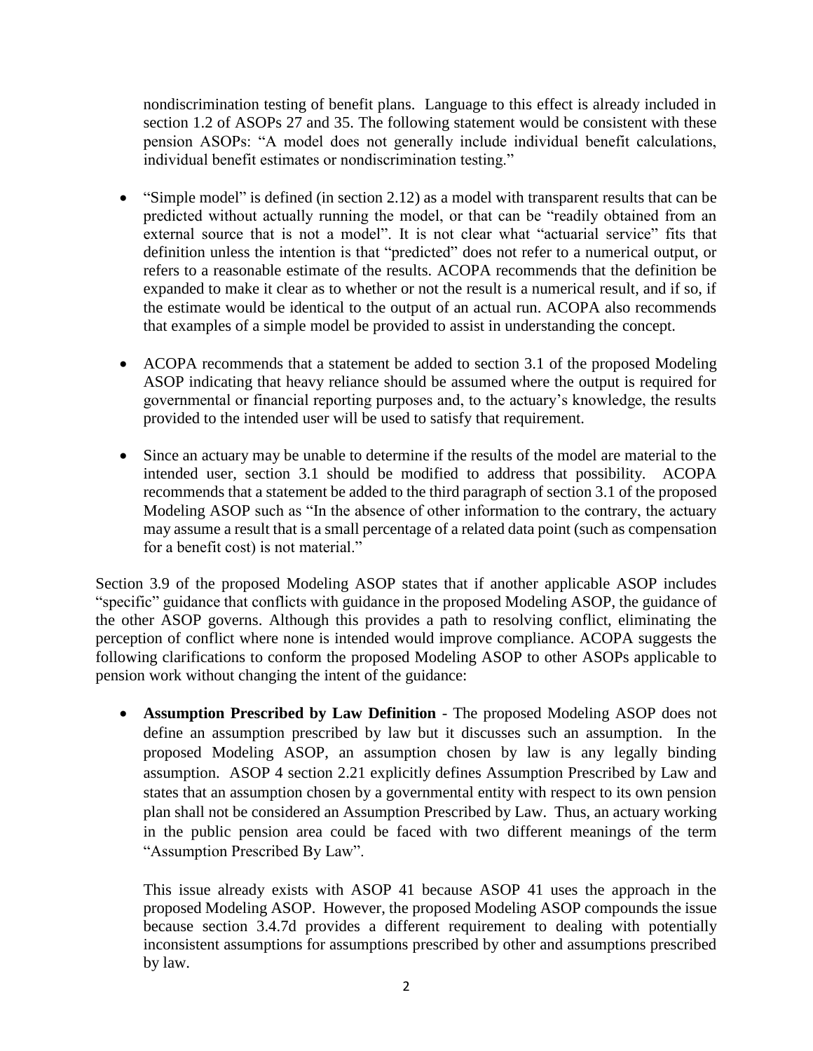nondiscrimination testing of benefit plans. Language to this effect is already included in section 1.2 of ASOPs 27 and 35. The following statement would be consistent with these pension ASOPs: "A model does not generally include individual benefit calculations, individual benefit estimates or nondiscrimination testing."

- "Simple model" is defined (in section 2.12) as a model with transparent results that can be predicted without actually running the model, or that can be "readily obtained from an external source that is not a model". It is not clear what "actuarial service" fits that definition unless the intention is that "predicted" does not refer to a numerical output, or refers to a reasonable estimate of the results. ACOPA recommends that the definition be expanded to make it clear as to whether or not the result is a numerical result, and if so, if the estimate would be identical to the output of an actual run. ACOPA also recommends that examples of a simple model be provided to assist in understanding the concept.

- ACOPA recommends that a statement be added to section 3.1 of the proposed Modeling ASOP indicating that heavy reliance should be assumed where the output is required for governmental or financial reporting purposes and, to the actuary's knowledge, the results provided to the intended user will be used to satisfy that requirement.

- Since an actuary may be unable to determine if the results of the model are material to the intended user, section 3.1 should be modified to address that possibility. ACOPA recommends that a statement be added to the third paragraph of section 3.1 of the proposed Modeling ASOP such as "In the absence of other information to the contrary, the actuary may assume a result that is a small percentage of a related data point (such as compensation for a benefit cost) is not material."

Section 3.9 of the proposed Modeling ASOP states that if another applicable ASOP includes "specific" guidance that conflicts with guidance in the proposed Modeling ASOP, the guidance of the other ASOP governs. Although this provides a path to resolving conflict, eliminating the perception of conflict where none is intended would improve compliance. ACOPA suggests the following clarifications to conform the proposed Modeling ASOP to other ASOPs applicable to pension work without changing the intent of the guidance:

- **Assumption Prescribed by Law Definition** - The proposed Modeling ASOP does not define an assumption prescribed by law but it discusses such an assumption. In the proposed Modeling ASOP, an assumption chosen by law is any legally binding assumption. ASOP 4 section 2.21 explicitly defines Assumption Prescribed by Law and states that an assumption chosen by a governmental entity with respect to its own pension plan shall not be considered an Assumption Prescribed by Law. Thus, an actuary working in the public pension area could be faced with two different meanings of the term "Assumption Prescribed By Law".

  This issue already exists with ASOP 41 because ASOP 41 uses the approach in the proposed Modeling ASOP. However, the proposed Modeling ASOP compounds the issue because section 3.4.7d provides a different requirement to dealing with potentially inconsistent assumptions for assumptions prescribed by other and assumptions prescribed by law.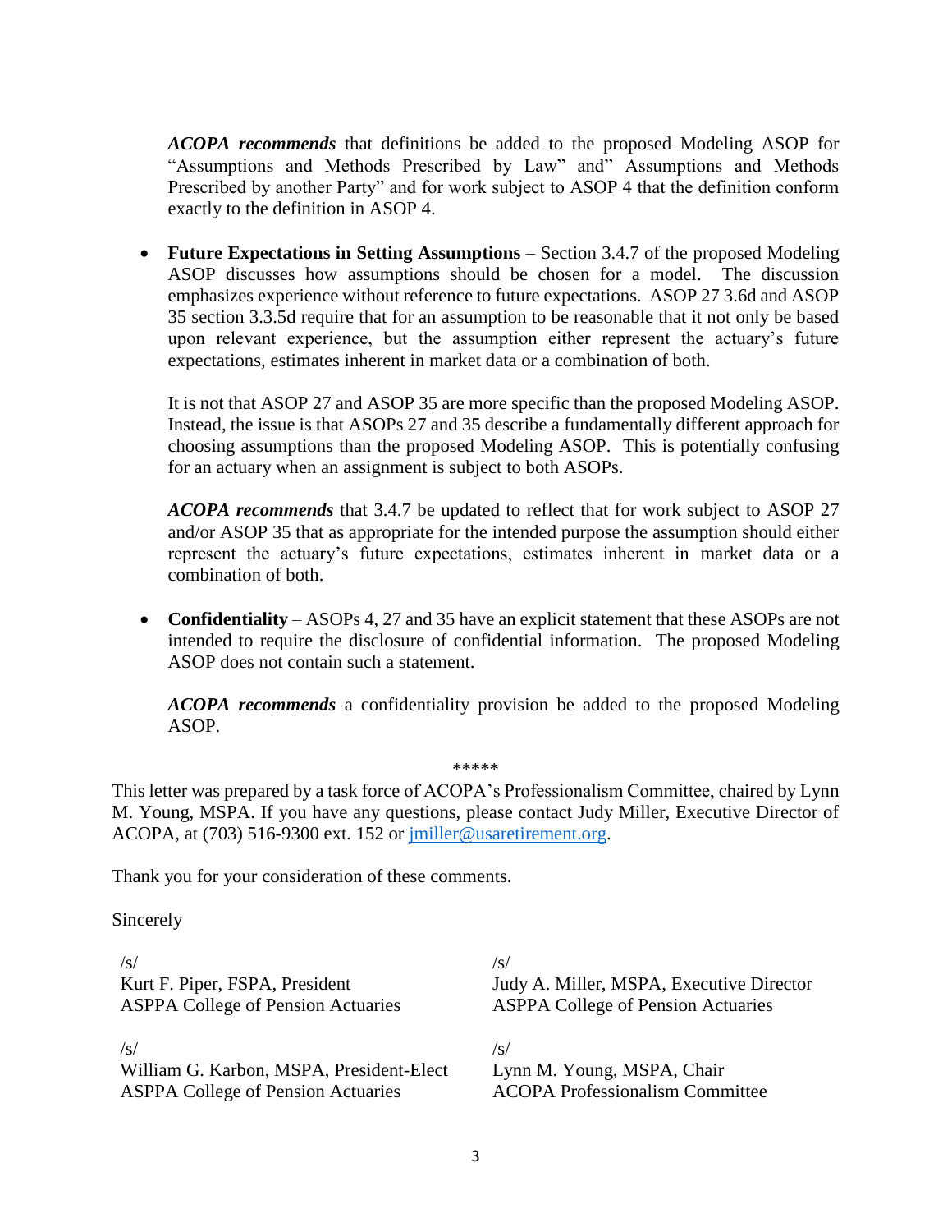*ACOPA recommends* that definitions be added to the proposed Modeling ASOP for "Assumptions and Methods Prescribed by Law" and" Assumptions and Methods Prescribed by another Party" and for work subject to ASOP 4 that the definition conform exactly to the definition in ASOP 4.

- **Future Expectations in Setting Assumptions** – Section 3.4.7 of the proposed Modeling ASOP discusses how assumptions should be chosen for a model. The discussion emphasizes experience without reference to future expectations. ASOP 27 3.6d and ASOP 35 section 3.3.5d require that for an assumption to be reasonable that it not only be based upon relevant experience, but the assumption either represent the actuary's future expectations, estimates inherent in market data or a combination of both.

  It is not that ASOP 27 and ASOP 35 are more specific than the proposed Modeling ASOP. Instead, the issue is that ASOPs 27 and 35 describe a fundamentally different approach for choosing assumptions than the proposed Modeling ASOP. This is potentially confusing for an actuary when an assignment is subject to both ASOPs.

  *ACOPA recommends* that 3.4.7 be updated to reflect that for work subject to ASOP 27 and/or ASOP 35 that as appropriate for the intended purpose the assumption should either represent the actuary's future expectations, estimates inherent in market data or a combination of both.

- **Confidentiality** – ASOPs 4, 27 and 35 have an explicit statement that these ASOPs are not intended to require the disclosure of confidential information. The proposed Modeling ASOP does not contain such a statement.

  *ACOPA recommends* a confidentiality provision be added to the proposed Modeling ASOP.

*****

This letter was prepared by a task force of ACOPA's Professionalism Committee, chaired by Lynn M. Young, MSPA. If you have any questions, please contact Judy Miller, Executive Director of ACOPA, at (703) 516-9300 ext. 152 or [jmiller@usaretirement.org](mailto:jmiller@usaretirement.org).

Thank you for your consideration of these comments.

Sincerely

/s/
Kurt F. Piper, FSPA, President
ASPPA College of Pension Actuaries

/s/
Judy A. Miller, MSPA, Executive Director
ASPPA College of Pension Actuaries

/s/
William G. Karbon, MSPA, President-Elect
ASPPA College of Pension Actuaries

/s/
Lynn M. Young, MSPA, Chair
ACOPA Professionalism Committee